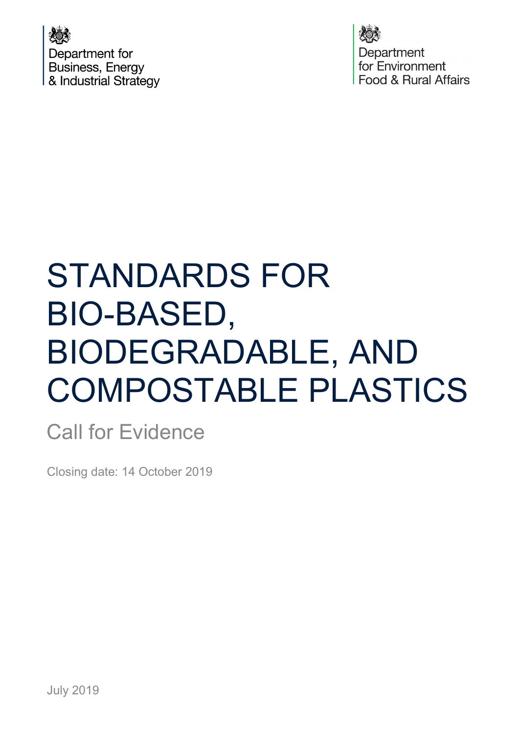Department for Business, Energy & Industrial Strategy

Department for Environment Food & Rural Affairs

# STANDARDS FOR BIO-BASED, BIODEGRADABLE, AND COMPOSTABLE PLASTICS

## Call for Evidence

Closing date: 14 October 2019

July 2019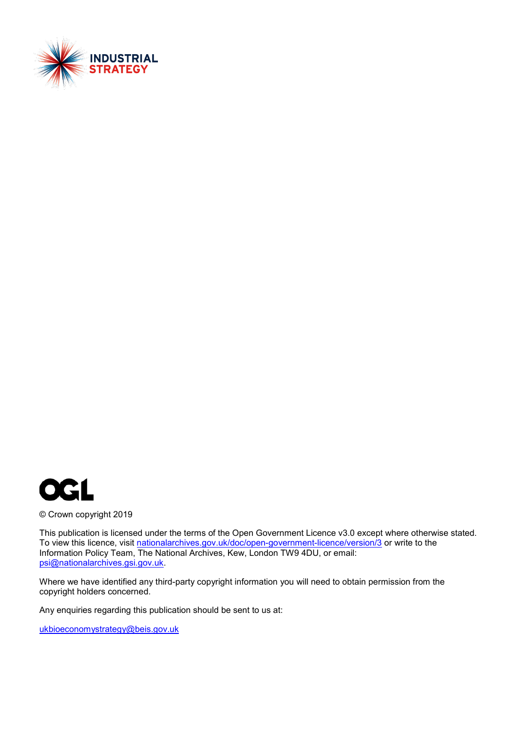© Crown copyright 2019

This publication is licensed under the terms of the Open Government Licence v3.0 except where otherwise stated. To view this licence, visit nationalarchives.gov.uk/doc/open-government-licence/version/3 or write to the Information Policy Team, The National Archives, Kew, London TW9 4DU, or email: psi@nationalarchives.gsi.gov.uk.

Where we have identified any third-party copyright information you will need to obtain permission from the copyright holders concerned.

Any enquiries regarding this publication should be sent to us at:

ukbioeconomystrategy@beis.gov.uk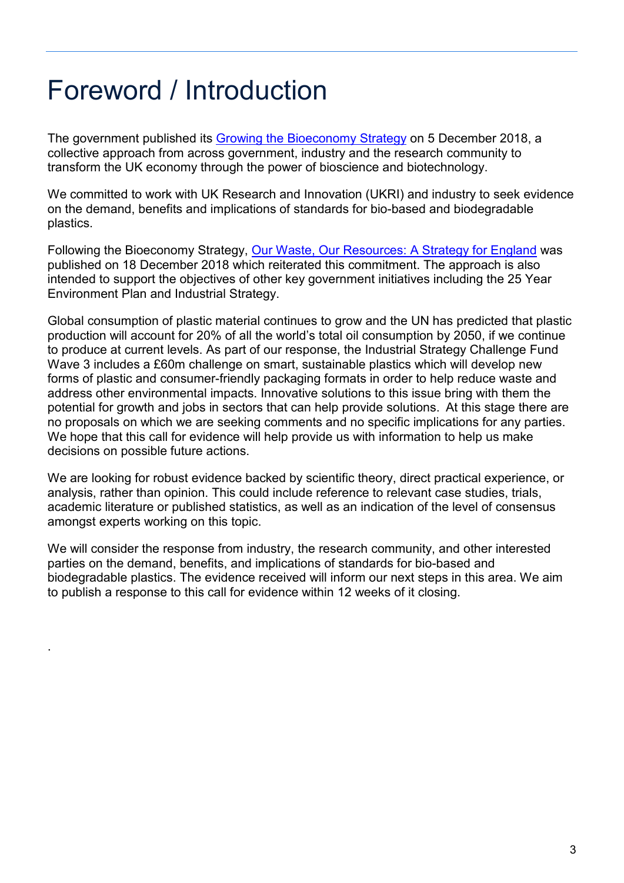# Foreword / Introduction

The government published its [Growing the Bioeconomy Strategy] on 5 December 2018, a collective approach from across government, industry and the research community to transform the UK economy through the power of bioscience and biotechnology.

We committed to work with UK Research and Innovation (UKRI) and industry to seek evidence on the demand, benefits and implications of standards for bio-based and biodegradable plastics.

Following the Bioeconomy Strategy, [Our Waste, Our Resources: A Strategy for England] was published on 18 December 2018 which reiterated this commitment. The approach is also intended to support the objectives of other key government initiatives including the 25 Year Environment Plan and Industrial Strategy.

Global consumption of plastic material continues to grow and the UN has predicted that plastic production will account for 20% of all the world's total oil consumption by 2050, if we continue to produce at current levels. As part of our response, the Industrial Strategy Challenge Fund Wave 3 includes a £60m challenge on smart, sustainable plastics which will develop new forms of plastic and consumer-friendly packaging formats in order to help reduce waste and address other environmental impacts. Innovative solutions to this issue bring with them the potential for growth and jobs in sectors that can help provide solutions. At this stage there are no proposals on which we are seeking comments and no specific implications for any parties. We hope that this call for evidence will help provide us with information to help us make decisions on possible future actions.

We are looking for robust evidence backed by scientific theory, direct practical experience, or analysis, rather than opinion. This could include reference to relevant case studies, trials, academic literature or published statistics, as well as an indication of the level of consensus amongst experts working on this topic.

We will consider the response from industry, the research community, and other interested parties on the demand, benefits, and implications of standards for bio-based and biodegradable plastics. The evidence received will inform our next steps in this area. We aim to publish a response to this call for evidence within 12 weeks of it closing.

.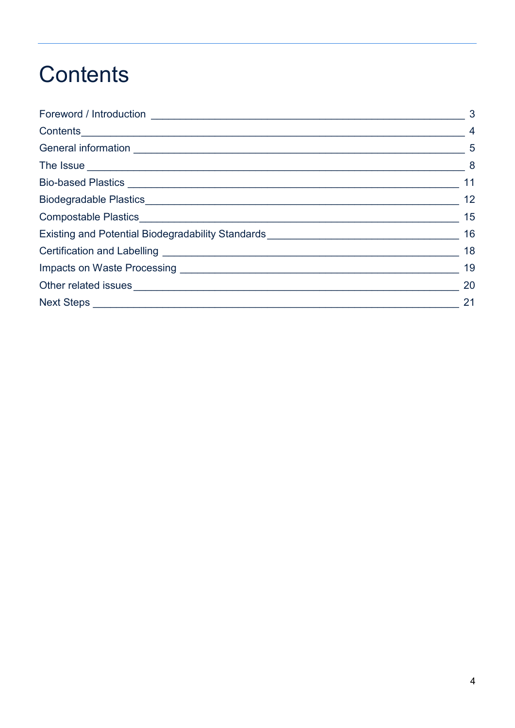# Contents

| | |
|---|---|
| Foreword / Introduction | 3 |
| Contents | 4 |
| General information | 5 |
| The Issue | 8 |
| Bio-based Plastics | 11 |
| Biodegradable Plastics | 12 |
| Compostable Plastics | 15 |
| Existing and Potential Biodegradability Standards | 16 |
| Certification and Labelling | 18 |
| Impacts on Waste Processing | 19 |
| Other related issues | 20 |
| Next Steps | 21 |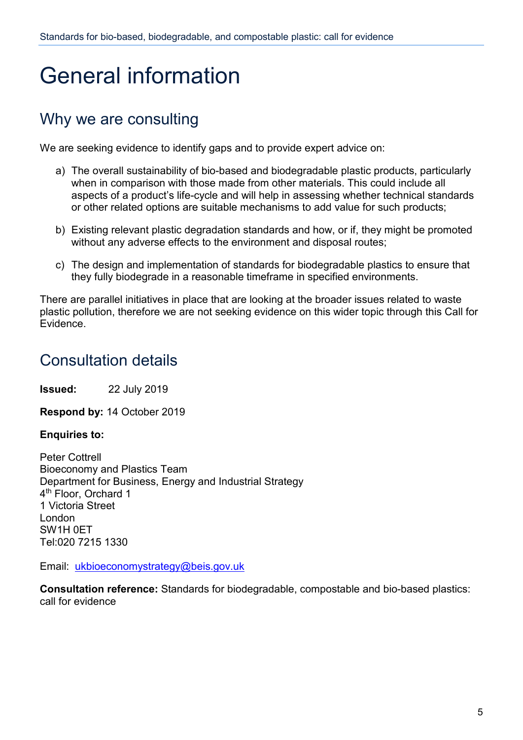# General information

## Why we are consulting

We are seeking evidence to identify gaps and to provide expert advice on:

a) The overall sustainability of bio-based and biodegradable plastic products, particularly when in comparison with those made from other materials. This could include all aspects of a product's life-cycle and will help in assessing whether technical standards or other related options are suitable mechanisms to add value for such products;

b) Existing relevant plastic degradation standards and how, or if, they might be promoted without any adverse effects to the environment and disposal routes;

c) The design and implementation of standards for biodegradable plastics to ensure that they fully biodegrade in a reasonable timeframe in specified environments.

There are parallel initiatives in place that are looking at the broader issues related to waste plastic pollution, therefore we are not seeking evidence on this wider topic through this Call for Evidence.

## Consultation details

**Issued:** 22 July 2019

**Respond by:** 14 October 2019

**Enquiries to:**

Peter Cottrell
Bioeconomy and Plastics Team
Department for Business, Energy and Industrial Strategy
4th Floor, Orchard 1
1 Victoria Street
London
SW1H 0ET
Tel:020 7215 1330

Email: ukbioeconomystrategy@beis.gov.uk

**Consultation reference:** Standards for biodegradable, compostable and bio-based plastics: call for evidence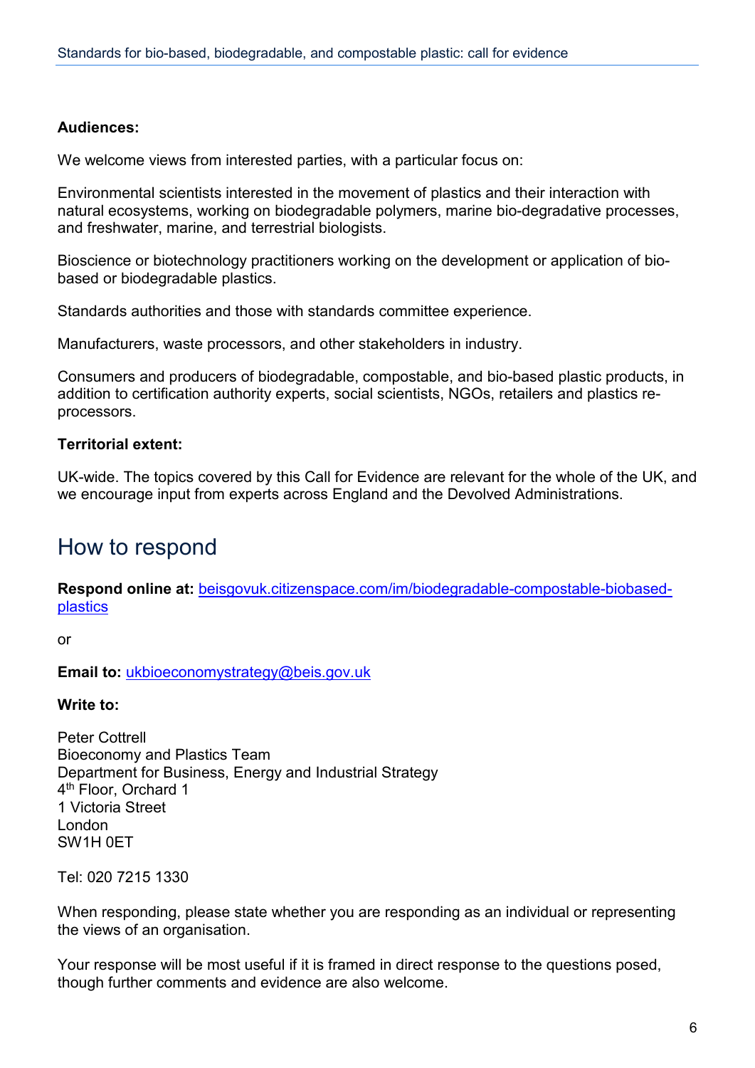**Audiences:**

We welcome views from interested parties, with a particular focus on:

Environmental scientists interested in the movement of plastics and their interaction with natural ecosystems, working on biodegradable polymers, marine bio-degradative processes, and freshwater, marine, and terrestrial biologists.

Bioscience or biotechnology practitioners working on the development or application of bio-based or biodegradable plastics.

Standards authorities and those with standards committee experience.

Manufacturers, waste processors, and other stakeholders in industry.

Consumers and producers of biodegradable, compostable, and bio-based plastic products, in addition to certification authority experts, social scientists, NGOs, retailers and plastics re-processors.

**Territorial extent:**

UK-wide. The topics covered by this Call for Evidence are relevant for the whole of the UK, and we encourage input from experts across England and the Devolved Administrations.

## How to respond

**Respond online at:** [beisgovuk.citizenspace.com/im/biodegradable-compostable-biobased-plastics](https://beisgovuk.citizenspace.com/im/biodegradable-compostable-biobased-plastics)

or

**Email to:** [ukbioeconomystrategy@beis.gov.uk](mailto:ukbioeconomystrategy@beis.gov.uk)

**Write to:**

Peter Cottrell
Bioeconomy and Plastics Team
Department for Business, Energy and Industrial Strategy
4th Floor, Orchard 1
1 Victoria Street
London
SW1H 0ET

Tel: 020 7215 1330

When responding, please state whether you are responding as an individual or representing the views of an organisation.

Your response will be most useful if it is framed in direct response to the questions posed, though further comments and evidence are also welcome.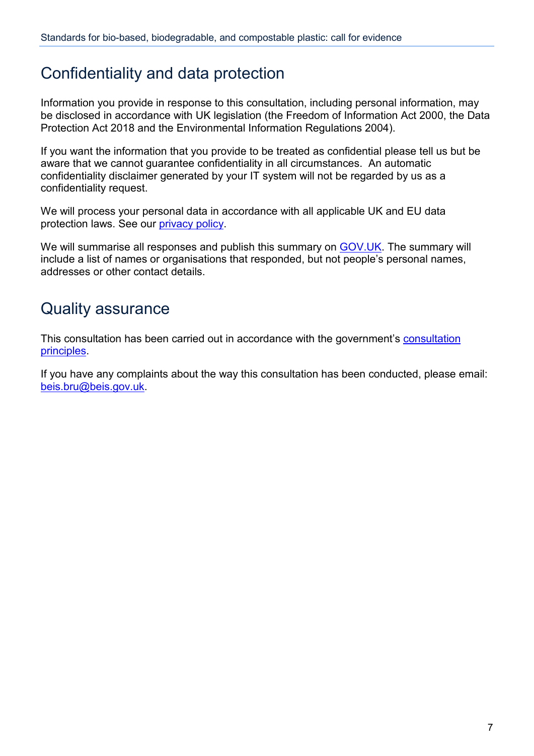## Confidentiality and data protection

Information you provide in response to this consultation, including personal information, may be disclosed in accordance with UK legislation (the Freedom of Information Act 2000, the Data Protection Act 2018 and the Environmental Information Regulations 2004).

If you want the information that you provide to be treated as confidential please tell us but be aware that we cannot guarantee confidentiality in all circumstances. An automatic confidentiality disclaimer generated by your IT system will not be regarded by us as a confidentiality request.

We will process your personal data in accordance with all applicable UK and EU data protection laws. See our privacy policy.

We will summarise all responses and publish this summary on GOV.UK. The summary will include a list of names or organisations that responded, but not people's personal names, addresses or other contact details.

## Quality assurance

This consultation has been carried out in accordance with the government's consultation principles.

If you have any complaints about the way this consultation has been conducted, please email: beis.bru@beis.gov.uk.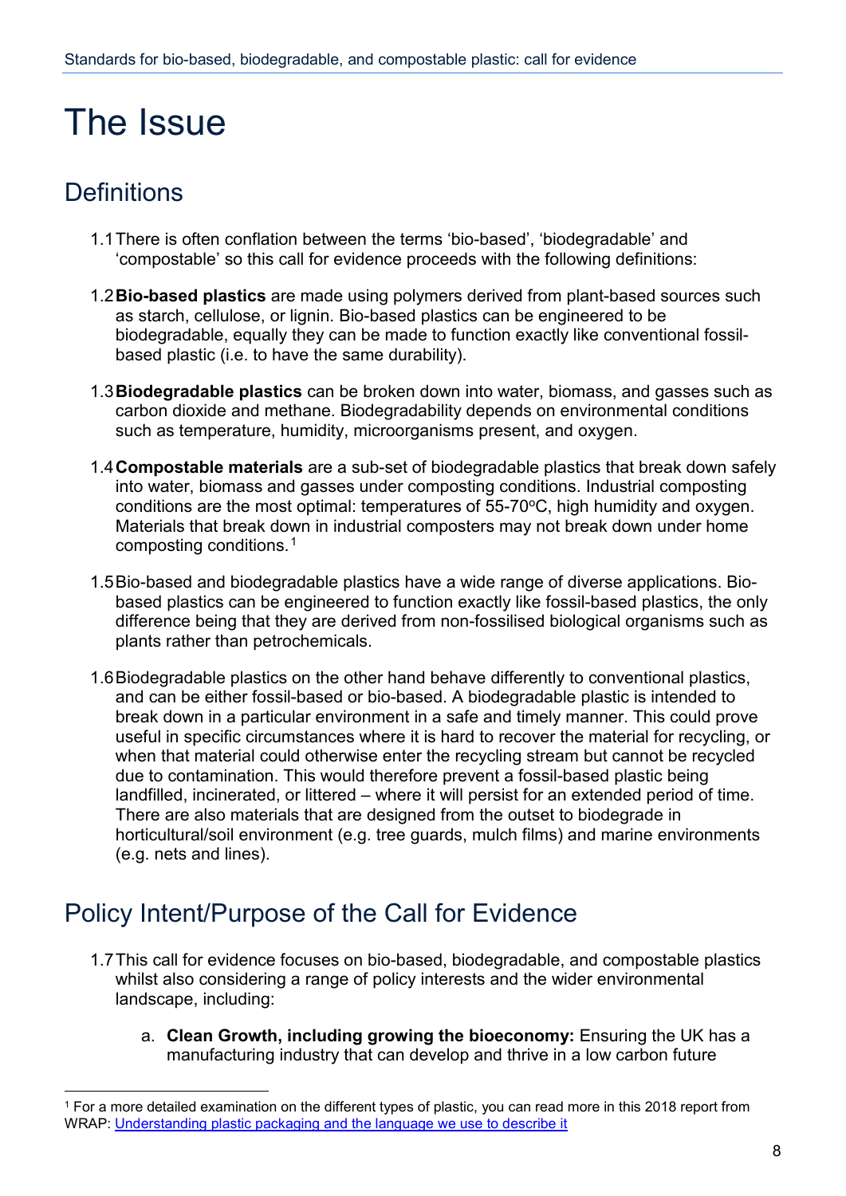# The Issue

## Definitions

1.1 There is often conflation between the terms 'bio-based', 'biodegradable' and 'compostable' so this call for evidence proceeds with the following definitions:

1.2 **Bio-based plastics** are made using polymers derived from plant-based sources such as starch, cellulose, or lignin. Bio-based plastics can be engineered to be biodegradable, equally they can be made to function exactly like conventional fossil-based plastic (i.e. to have the same durability).

1.3 **Biodegradable plastics** can be broken down into water, biomass, and gasses such as carbon dioxide and methane. Biodegradability depends on environmental conditions such as temperature, humidity, microorganisms present, and oxygen.

1.4 **Compostable materials** are a sub-set of biodegradable plastics that break down safely into water, biomass and gasses under composting conditions. Industrial composting conditions are the most optimal: temperatures of 55-70°C, high humidity and oxygen. Materials that break down in industrial composters may not break down under home composting conditions.[1]

1.5 Bio-based and biodegradable plastics have a wide range of diverse applications. Bio-based plastics can be engineered to function exactly like fossil-based plastics, the only difference being that they are derived from non-fossilised biological organisms such as plants rather than petrochemicals.

1.6 Biodegradable plastics on the other hand behave differently to conventional plastics, and can be either fossil-based or bio-based. A biodegradable plastic is intended to break down in a particular environment in a safe and timely manner. This could prove useful in specific circumstances where it is hard to recover the material for recycling, or when that material could otherwise enter the recycling stream but cannot be recycled due to contamination. This would therefore prevent a fossil-based plastic being landfilled, incinerated, or littered – where it will persist for an extended period of time. There are also materials that are designed from the outset to biodegrade in horticultural/soil environment (e.g. tree guards, mulch films) and marine environments (e.g. nets and lines).

## Policy Intent/Purpose of the Call for Evidence

1.7 This call for evidence focuses on bio-based, biodegradable, and compostable plastics whilst also considering a range of policy interests and the wider environmental landscape, including:

a. **Clean Growth, including growing the bioeconomy:** Ensuring the UK has a manufacturing industry that can develop and thrive in a low carbon future

---

[1] For a more detailed examination on the different types of plastic, you can read more in this 2018 report from WRAP: [Understanding plastic packaging and the language we use to describe it]()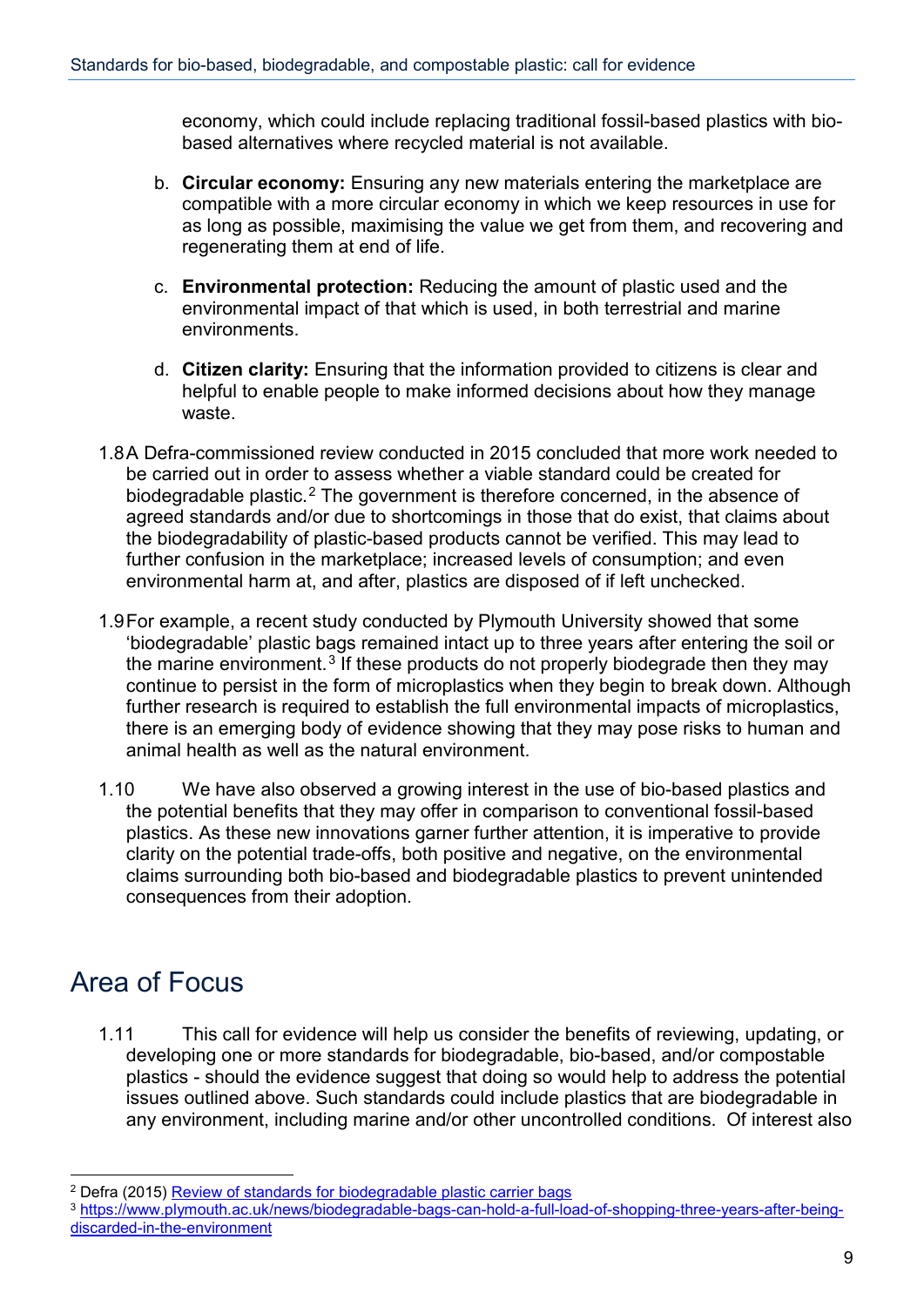economy, which could include replacing traditional fossil-based plastics with bio-based alternatives where recycled material is not available.

b. **Circular economy:** Ensuring any new materials entering the marketplace are compatible with a more circular economy in which we keep resources in use for as long as possible, maximising the value we get from them, and recovering and regenerating them at end of life.

c. **Environmental protection:** Reducing the amount of plastic used and the environmental impact of that which is used, in both terrestrial and marine environments.

d. **Citizen clarity:** Ensuring that the information provided to citizens is clear and helpful to enable people to make informed decisions about how they manage waste.

1.8 A Defra-commissioned review conducted in 2015 concluded that more work needed to be carried out in order to assess whether a viable standard could be created for biodegradable plastic.[2] The government is therefore concerned, in the absence of agreed standards and/or due to shortcomings in those that do exist, that claims about the biodegradability of plastic-based products cannot be verified. This may lead to further confusion in the marketplace; increased levels of consumption; and even environmental harm at, and after, plastics are disposed of if left unchecked.

1.9 For example, a recent study conducted by Plymouth University showed that some 'biodegradable' plastic bags remained intact up to three years after entering the soil or the marine environment.[3] If these products do not properly biodegrade then they may continue to persist in the form of microplastics when they begin to break down. Although further research is required to establish the full environmental impacts of microplastics, there is an emerging body of evidence showing that they may pose risks to human and animal health as well as the natural environment.

1.10 We have also observed a growing interest in the use of bio-based plastics and the potential benefits that they may offer in comparison to conventional fossil-based plastics. As these new innovations garner further attention, it is imperative to provide clarity on the potential trade-offs, both positive and negative, on the environmental claims surrounding both bio-based and biodegradable plastics to prevent unintended consequences from their adoption.

## Area of Focus

1.11 This call for evidence will help us consider the benefits of reviewing, updating, or developing one or more standards for biodegradable, bio-based, and/or compostable plastics - should the evidence suggest that doing so would help to address the potential issues outlined above. Such standards could include plastics that are biodegradable in any environment, including marine and/or other uncontrolled conditions. Of interest also

---

[2] Defra (2015) Review of standards for biodegradable plastic carrier bags

[3] https://www.plymouth.ac.uk/news/biodegradable-bags-can-hold-a-full-load-of-shopping-three-years-after-being-discarded-in-the-environment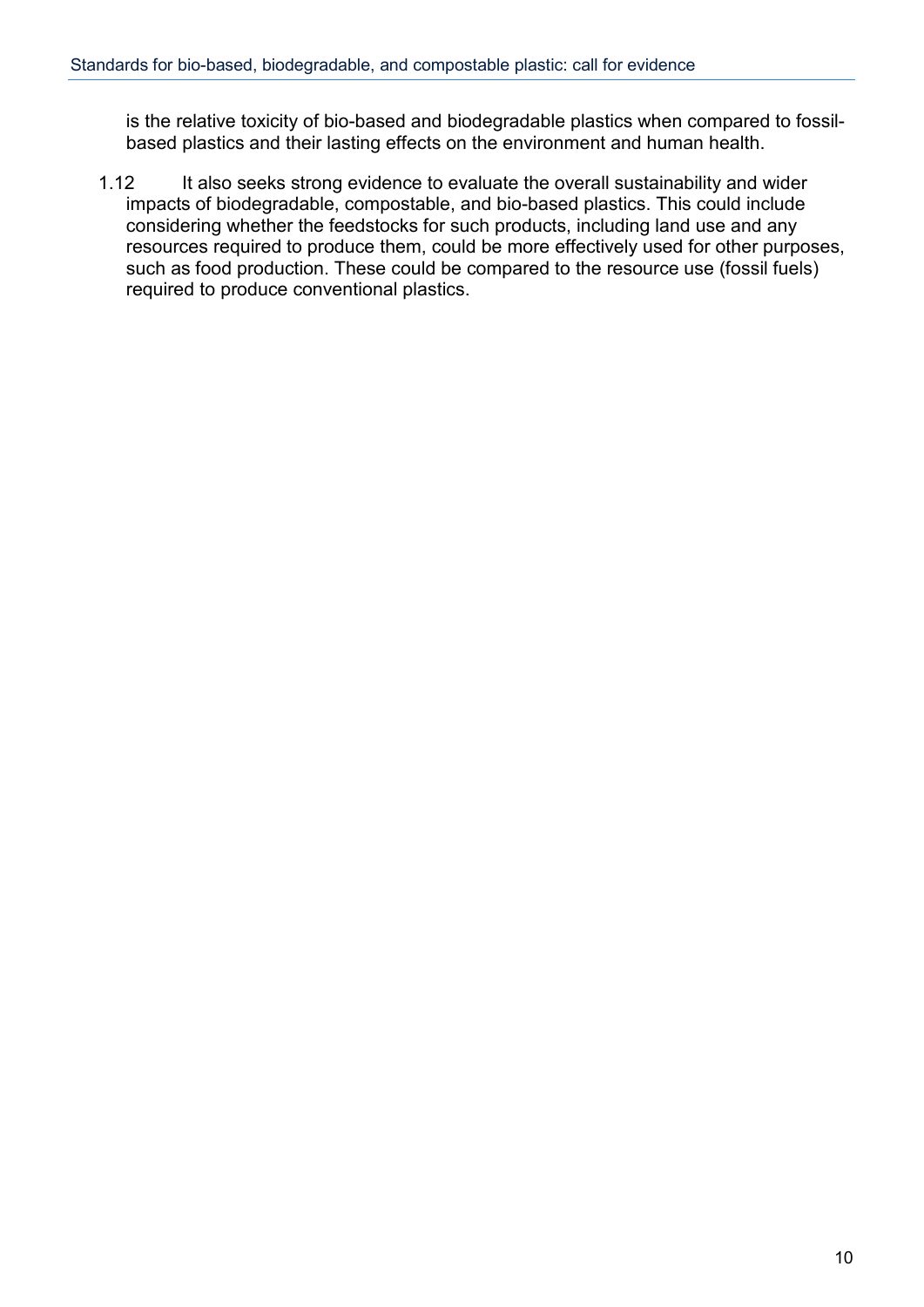is the relative toxicity of bio-based and biodegradable plastics when compared to fossil-based plastics and their lasting effects on the environment and human health.

1.12 It also seeks strong evidence to evaluate the overall sustainability and wider impacts of biodegradable, compostable, and bio-based plastics. This could include considering whether the feedstocks for such products, including land use and any resources required to produce them, could be more effectively used for other purposes, such as food production. These could be compared to the resource use (fossil fuels) required to produce conventional plastics.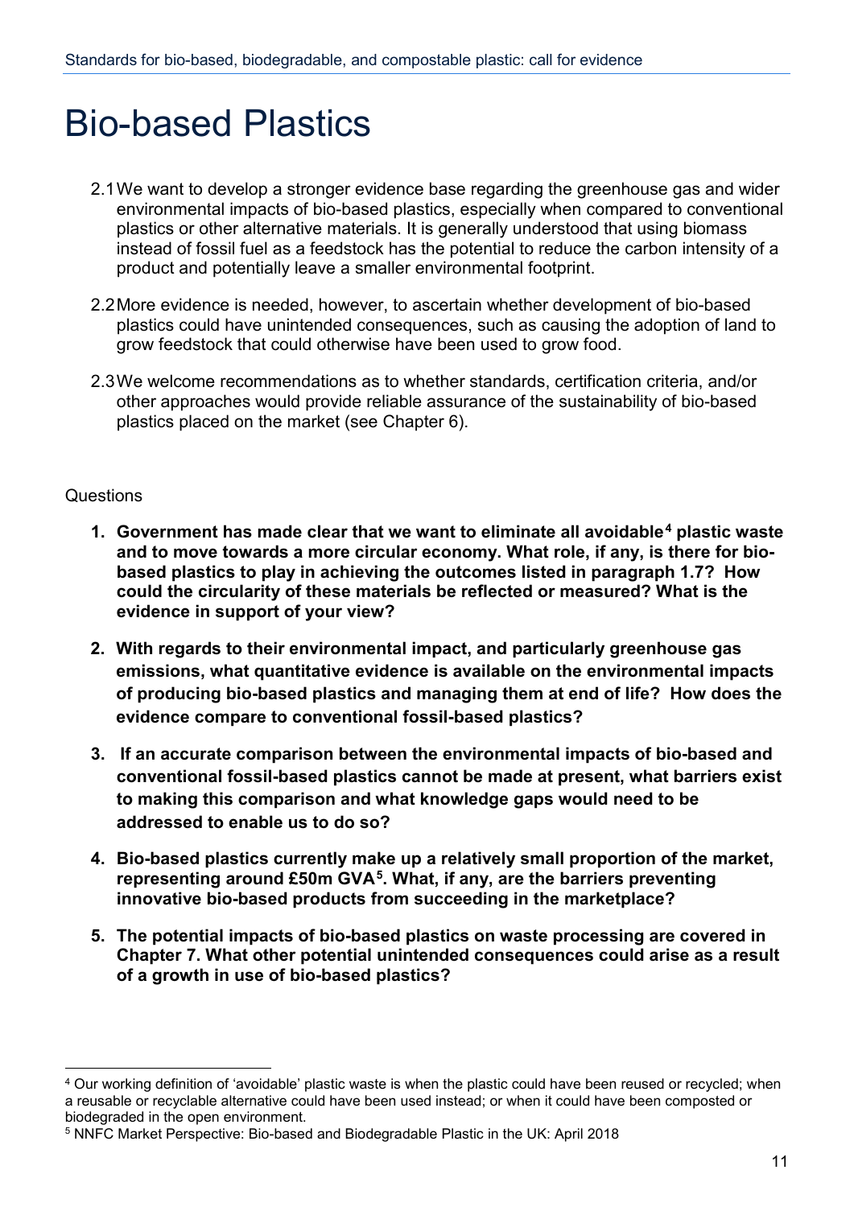# Bio-based Plastics

2.1 We want to develop a stronger evidence base regarding the greenhouse gas and wider environmental impacts of bio-based plastics, especially when compared to conventional plastics or other alternative materials. It is generally understood that using biomass instead of fossil fuel as a feedstock has the potential to reduce the carbon intensity of a product and potentially leave a smaller environmental footprint.

2.2 More evidence is needed, however, to ascertain whether development of bio-based plastics could have unintended consequences, such as causing the adoption of land to grow feedstock that could otherwise have been used to grow food.

2.3 We welcome recommendations as to whether standards, certification criteria, and/or other approaches would provide reliable assurance of the sustainability of bio-based plastics placed on the market (see Chapter 6).

Questions

1. **Government has made clear that we want to eliminate all avoidable[4] plastic waste and to move towards a more circular economy. What role, if any, is there for bio-based plastics to play in achieving the outcomes listed in paragraph 1.7? How could the circularity of these materials be reflected or measured? What is the evidence in support of your view?**

2. **With regards to their environmental impact, and particularly greenhouse gas emissions, what quantitative evidence is available on the environmental impacts of producing bio-based plastics and managing them at end of life? How does the evidence compare to conventional fossil-based plastics?**

3. **If an accurate comparison between the environmental impacts of bio-based and conventional fossil-based plastics cannot be made at present, what barriers exist to making this comparison and what knowledge gaps would need to be addressed to enable us to do so?**

4. **Bio-based plastics currently make up a relatively small proportion of the market, representing around £50m GVA[5]. What, if any, are the barriers preventing innovative bio-based products from succeeding in the marketplace?**

5. **The potential impacts of bio-based plastics on waste processing are covered in Chapter 7. What other potential unintended consequences could arise as a result of a growth in use of bio-based plastics?**

---

[4] Our working definition of 'avoidable' plastic waste is when the plastic could have been reused or recycled; when a reusable or recyclable alternative could have been used instead; or when it could have been composted or biodegraded in the open environment.

[5] NNFC Market Perspective: Bio-based and Biodegradable Plastic in the UK: April 2018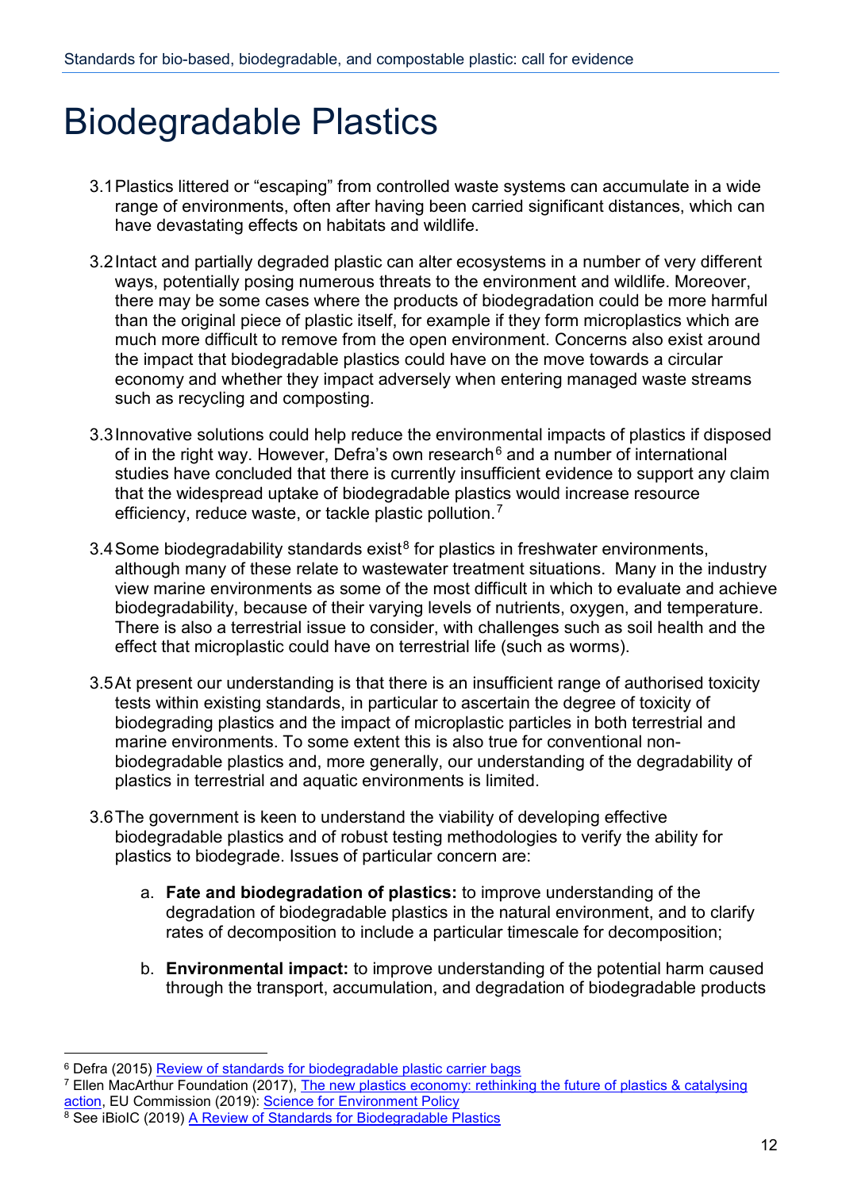# Biodegradable Plastics

3.1 Plastics littered or "escaping" from controlled waste systems can accumulate in a wide range of environments, often after having been carried significant distances, which can have devastating effects on habitats and wildlife.

3.2 Intact and partially degraded plastic can alter ecosystems in a number of very different ways, potentially posing numerous threats to the environment and wildlife. Moreover, there may be some cases where the products of biodegradation could be more harmful than the original piece of plastic itself, for example if they form microplastics which are much more difficult to remove from the open environment. Concerns also exist around the impact that biodegradable plastics could have on the move towards a circular economy and whether they impact adversely when entering managed waste streams such as recycling and composting.

3.3 Innovative solutions could help reduce the environmental impacts of plastics if disposed of in the right way. However, Defra's own research[6] and a number of international studies have concluded that there is currently insufficient evidence to support any claim that the widespread uptake of biodegradable plastics would increase resource efficiency, reduce waste, or tackle plastic pollution.[7]

3.4 Some biodegradability standards exist[8] for plastics in freshwater environments, although many of these relate to wastewater treatment situations. Many in the industry view marine environments as some of the most difficult in which to evaluate and achieve biodegradability, because of their varying levels of nutrients, oxygen, and temperature. There is also a terrestrial issue to consider, with challenges such as soil health and the effect that microplastic could have on terrestrial life (such as worms).

3.5 At present our understanding is that there is an insufficient range of authorised toxicity tests within existing standards, in particular to ascertain the degree of toxicity of biodegrading plastics and the impact of microplastic particles in both terrestrial and marine environments. To some extent this is also true for conventional non-biodegradable plastics and, more generally, our understanding of the degradability of plastics in terrestrial and aquatic environments is limited.

3.6 The government is keen to understand the viability of developing effective biodegradable plastics and of robust testing methodologies to verify the ability for plastics to biodegrade. Issues of particular concern are:

a. **Fate and biodegradation of plastics:** to improve understanding of the degradation of biodegradable plastics in the natural environment, and to clarify rates of decomposition to include a particular timescale for decomposition;

b. **Environmental impact:** to improve understanding of the potential harm caused through the transport, accumulation, and degradation of biodegradable products

---

[6] Defra (2015) Review of standards for biodegradable plastic carrier bags

[7] Ellen MacArthur Foundation (2017), The new plastics economy: rethinking the future of plastics & catalysing action, EU Commission (2019): Science for Environment Policy

[8] See iBioIC (2019) A Review of Standards for Biodegradable Plastics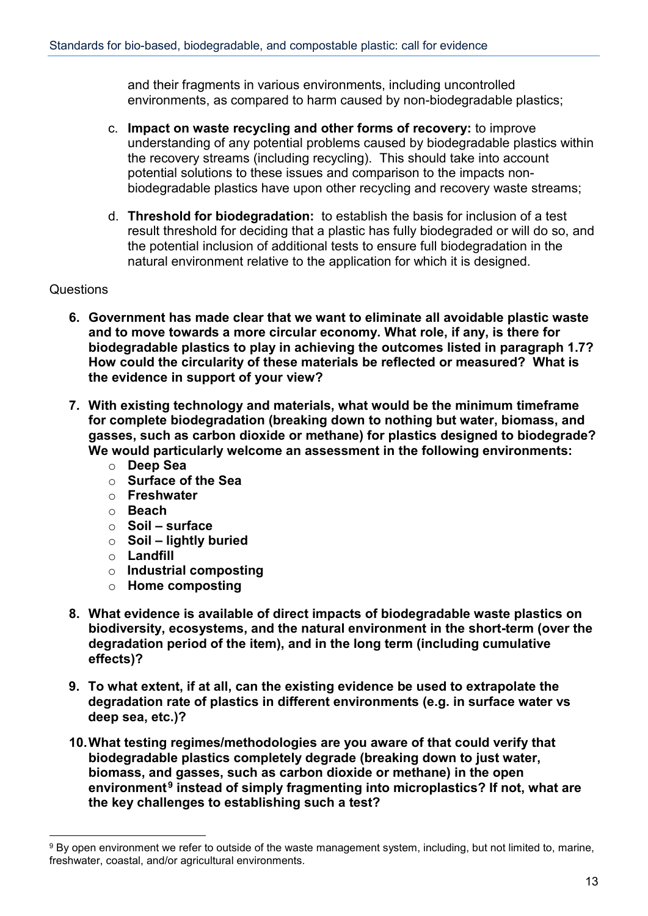and their fragments in various environments, including uncontrolled environments, as compared to harm caused by non-biodegradable plastics;

c. **Impact on waste recycling and other forms of recovery:** to improve understanding of any potential problems caused by biodegradable plastics within the recovery streams (including recycling). This should take into account potential solutions to these issues and comparison to the impacts non-biodegradable plastics have upon other recycling and recovery waste streams;

d. **Threshold for biodegradation:** to establish the basis for inclusion of a test result threshold for deciding that a plastic has fully biodegraded or will do so, and the potential inclusion of additional tests to ensure full biodegradation in the natural environment relative to the application for which it is designed.

Questions

6. **Government has made clear that we want to eliminate all avoidable plastic waste and to move towards a more circular economy. What role, if any, is there for biodegradable plastics to play in achieving the outcomes listed in paragraph 1.7? How could the circularity of these materials be reflected or measured? What is the evidence in support of your view?**

7. **With existing technology and materials, what would be the minimum timeframe for complete biodegradation (breaking down to nothing but water, biomass, and gasses, such as carbon dioxide or methane) for plastics designed to biodegrade? We would particularly welcome an assessment in the following environments:**
   - **Deep Sea**
   - **Surface of the Sea**
   - **Freshwater**
   - **Beach**
   - **Soil – surface**
   - **Soil – lightly buried**
   - **Landfill**
   - **Industrial composting**
   - **Home composting**

8. **What evidence is available of direct impacts of biodegradable waste plastics on biodiversity, ecosystems, and the natural environment in the short-term (over the degradation period of the item), and in the long term (including cumulative effects)?**

9. **To what extent, if at all, can the existing evidence be used to extrapolate the degradation rate of plastics in different environments (e.g. in surface water vs deep sea, etc.)?**

10. **What testing regimes/methodologies are you aware of that could verify that biodegradable plastics completely degrade (breaking down to just water, biomass, and gasses, such as carbon dioxide or methane) in the open environment[9] instead of simply fragmenting into microplastics? If not, what are the key challenges to establishing such a test?**

---

[9] By open environment we refer to outside of the waste management system, including, but not limited to, marine, freshwater, coastal, and/or agricultural environments.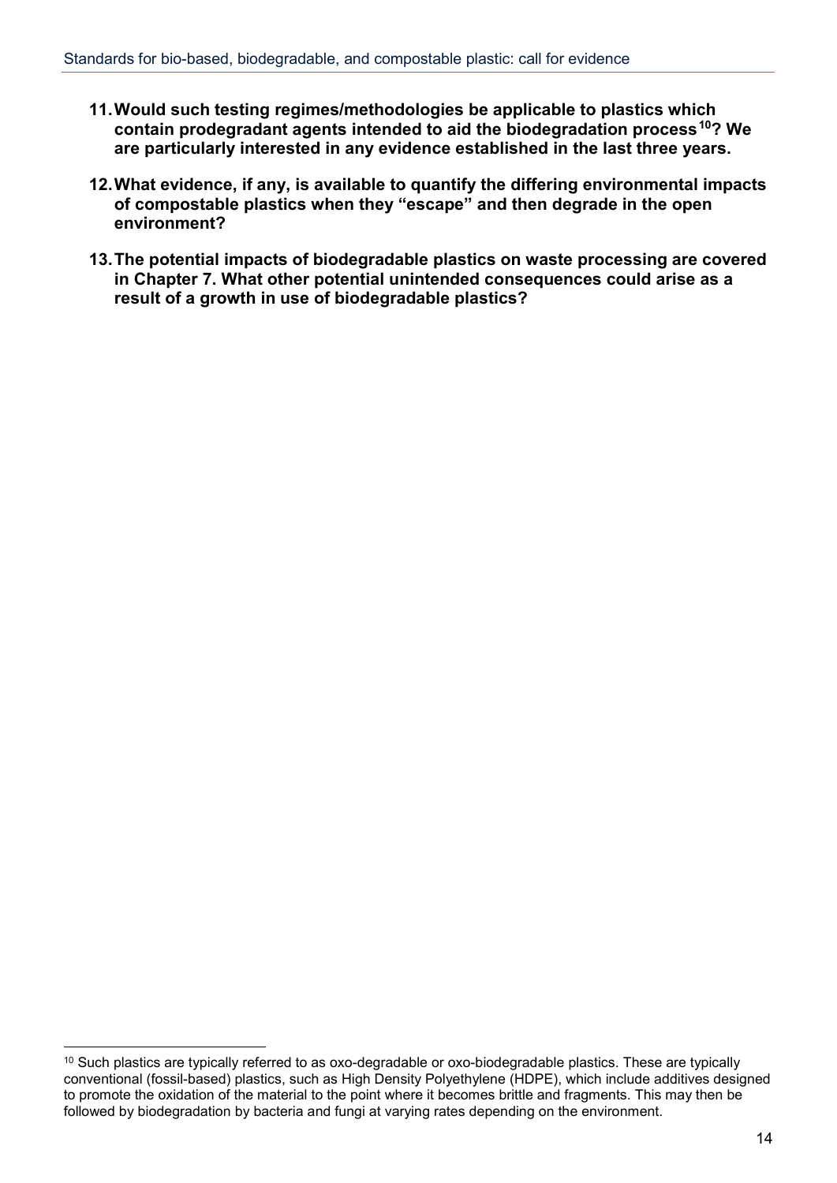11. **Would such testing regimes/methodologies be applicable to plastics which contain prodegradant agents intended to aid the biodegradation process[10]? We are particularly interested in any evidence established in the last three years.**

12. **What evidence, if any, is available to quantify the differing environmental impacts of compostable plastics when they "escape" and then degrade in the open environment?**

13. **The potential impacts of biodegradable plastics on waste processing are covered in Chapter 7. What other potential unintended consequences could arise as a result of a growth in use of biodegradable plastics?**

[10] Such plastics are typically referred to as oxo-degradable or oxo-biodegradable plastics. These are typically conventional (fossil-based) plastics, such as High Density Polyethylene (HDPE), which include additives designed to promote the oxidation of the material to the point where it becomes brittle and fragments. This may then be followed by biodegradation by bacteria and fungi at varying rates depending on the environment.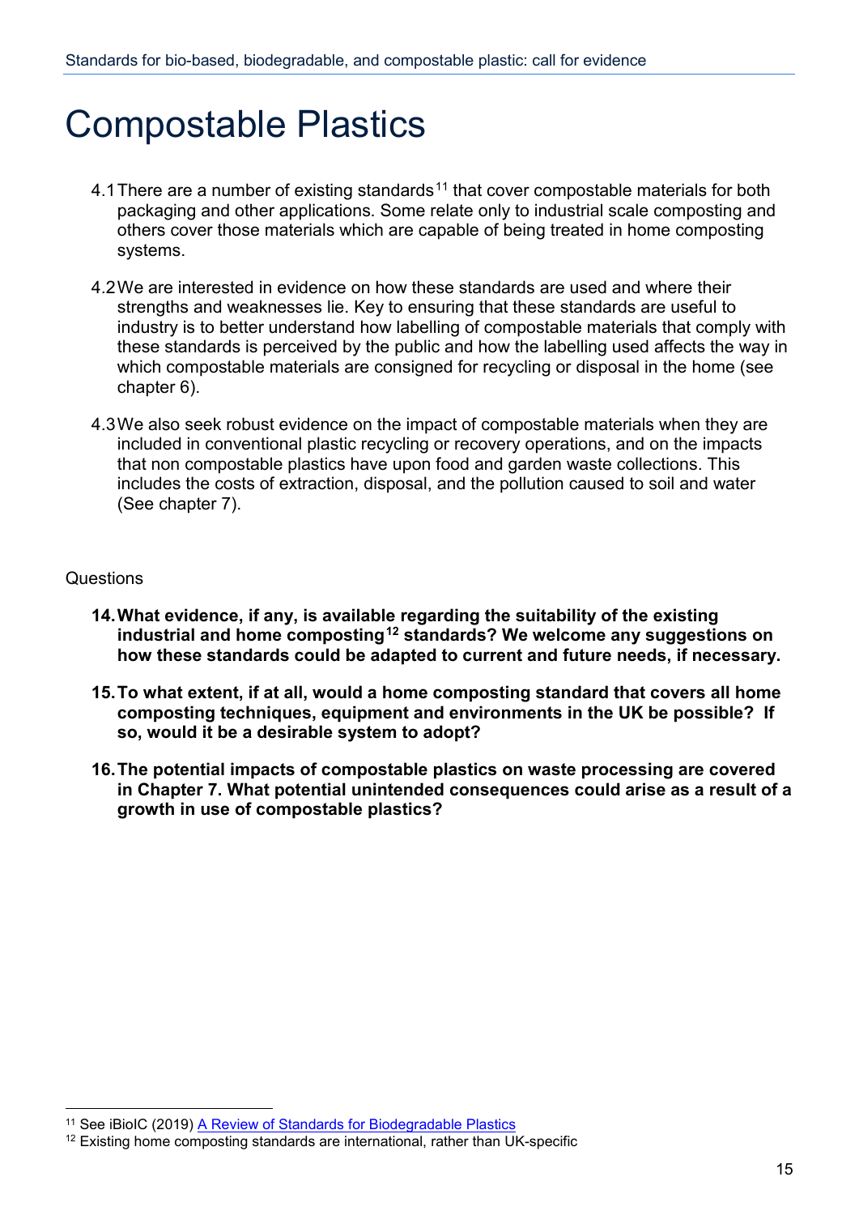# Compostable Plastics

4.1 There are a number of existing standards[11] that cover compostable materials for both packaging and other applications. Some relate only to industrial scale composting and others cover those materials which are capable of being treated in home composting systems.

4.2 We are interested in evidence on how these standards are used and where their strengths and weaknesses lie. Key to ensuring that these standards are useful to industry is to better understand how labelling of compostable materials that comply with these standards is perceived by the public and how the labelling used affects the way in which compostable materials are consigned for recycling or disposal in the home (see chapter 6).

4.3 We also seek robust evidence on the impact of compostable materials when they are included in conventional plastic recycling or recovery operations, and on the impacts that non compostable plastics have upon food and garden waste collections. This includes the costs of extraction, disposal, and the pollution caused to soil and water (See chapter 7).

Questions

**14. What evidence, if any, is available regarding the suitability of the existing industrial and home composting[12] standards? We welcome any suggestions on how these standards could be adapted to current and future needs, if necessary.**

**15. To what extent, if at all, would a home composting standard that covers all home composting techniques, equipment and environments in the UK be possible? If so, would it be a desirable system to adopt?**

**16. The potential impacts of compostable plastics on waste processing are covered in Chapter 7. What potential unintended consequences could arise as a result of a growth in use of compostable plastics?**

---

[11] See iBioIC (2019) [A Review of Standards for Biodegradable Plastics]

[12] Existing home composting standards are international, rather than UK-specific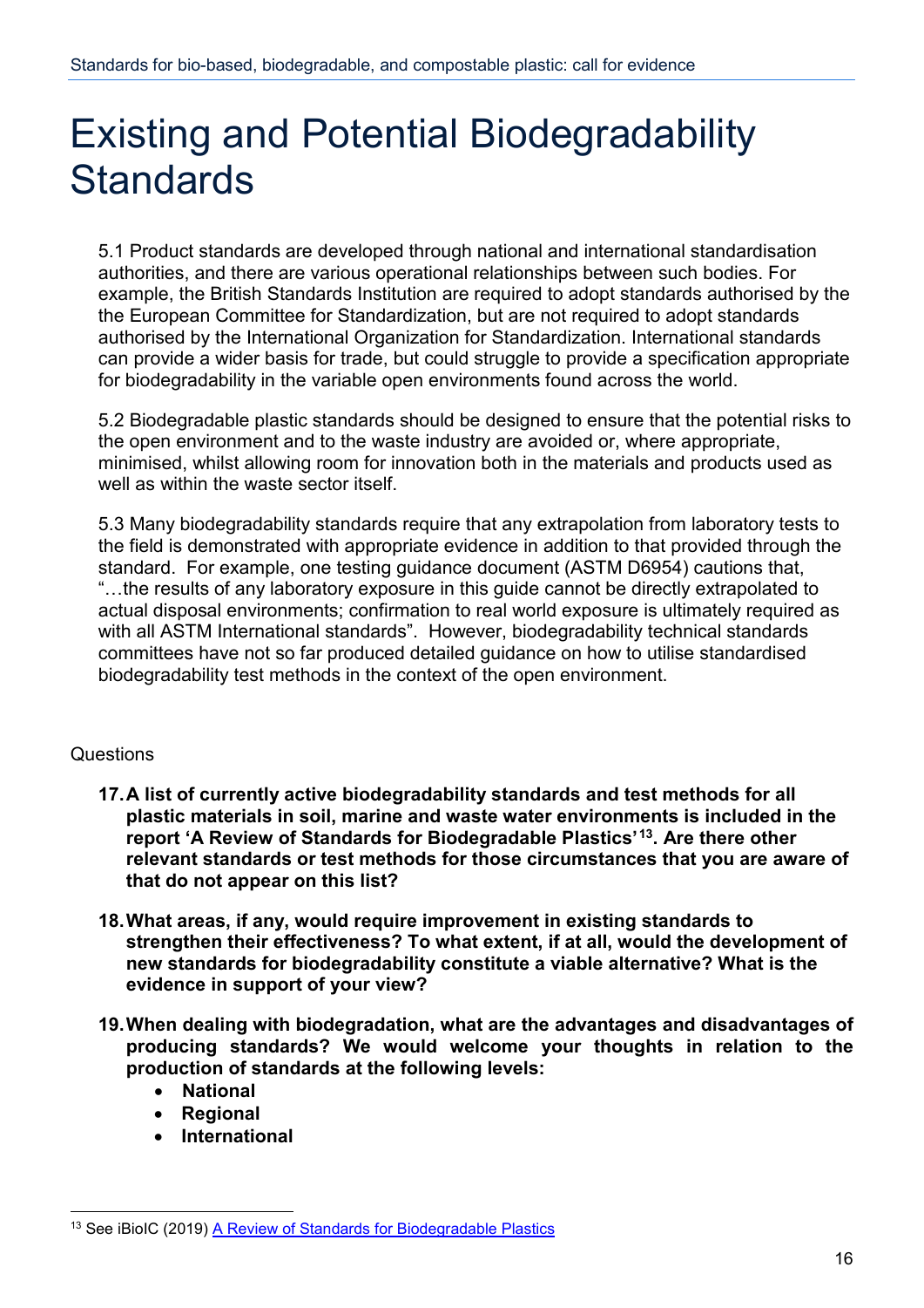# Existing and Potential Biodegradability Standards

5.1 Product standards are developed through national and international standardisation authorities, and there are various operational relationships between such bodies. For example, the British Standards Institution are required to adopt standards authorised by the the European Committee for Standardization, but are not required to adopt standards authorised by the International Organization for Standardization. International standards can provide a wider basis for trade, but could struggle to provide a specification appropriate for biodegradability in the variable open environments found across the world.

5.2 Biodegradable plastic standards should be designed to ensure that the potential risks to the open environment and to the waste industry are avoided or, where appropriate, minimised, whilst allowing room for innovation both in the materials and products used as well as within the waste sector itself.

5.3 Many biodegradability standards require that any extrapolation from laboratory tests to the field is demonstrated with appropriate evidence in addition to that provided through the standard. For example, one testing guidance document (ASTM D6954) cautions that, "…the results of any laboratory exposure in this guide cannot be directly extrapolated to actual disposal environments; confirmation to real world exposure is ultimately required as with all ASTM International standards". However, biodegradability technical standards committees have not so far produced detailed guidance on how to utilise standardised biodegradability test methods in the context of the open environment.

Questions

17. **A list of currently active biodegradability standards and test methods for all plastic materials in soil, marine and waste water environments is included in the report 'A Review of Standards for Biodegradable Plastics'[13]. Are there other relevant standards or test methods for those circumstances that you are aware of that do not appear on this list?**

18. **What areas, if any, would require improvement in existing standards to strengthen their effectiveness? To what extent, if at all, would the development of new standards for biodegradability constitute a viable alternative? What is the evidence in support of your view?**

19. **When dealing with biodegradation, what are the advantages and disadvantages of producing standards? We would welcome your thoughts in relation to the production of standards at the following levels:**
    - **National**
    - **Regional**
    - **International**

[13] See iBioIC (2019) A Review of Standards for Biodegradable Plastics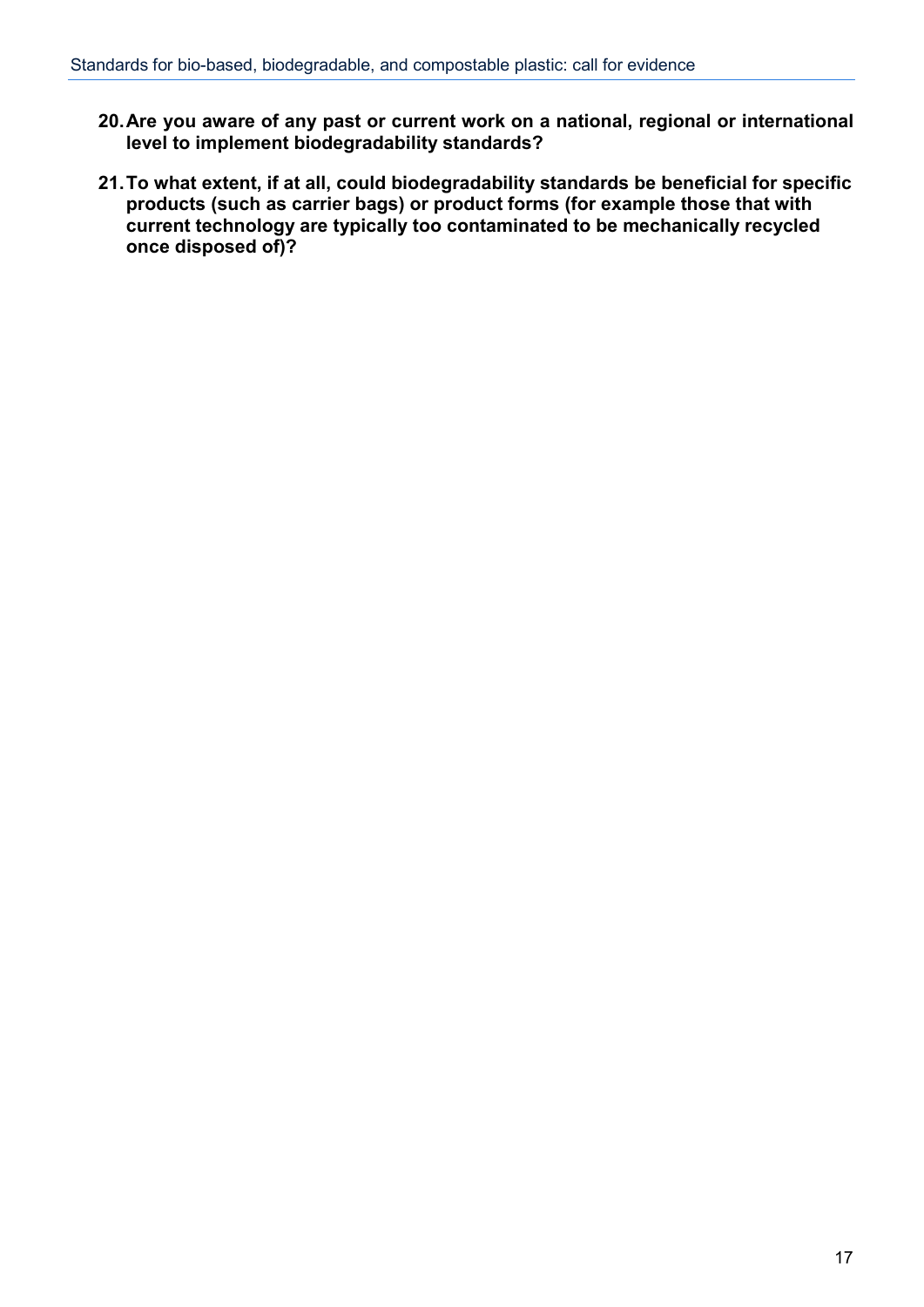20. **Are you aware of any past or current work on a national, regional or international level to implement biodegradability standards?**

21. **To what extent, if at all, could biodegradability standards be beneficial for specific products (such as carrier bags) or product forms (for example those that with current technology are typically too contaminated to be mechanically recycled once disposed of)?**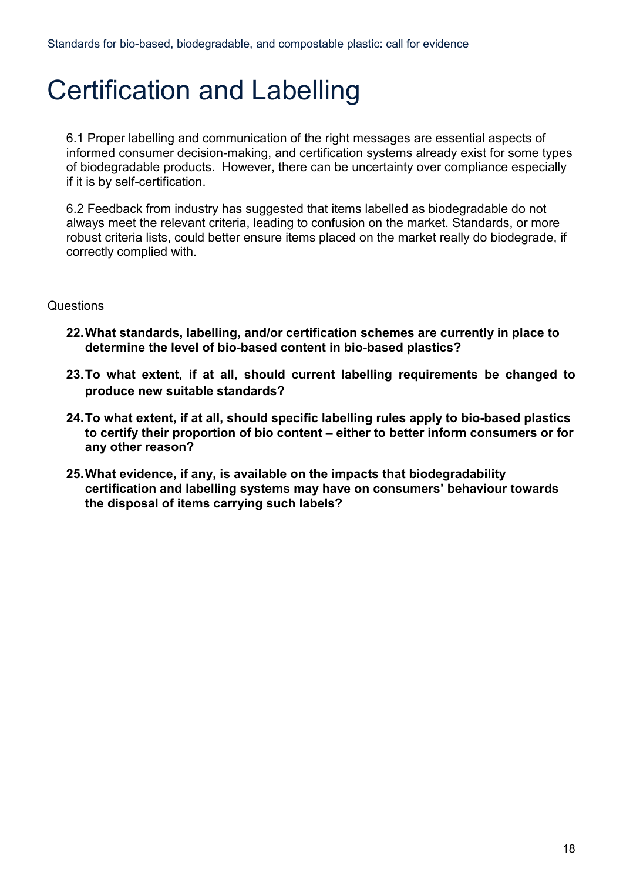# Certification and Labelling

6.1 Proper labelling and communication of the right messages are essential aspects of informed consumer decision-making, and certification systems already exist for some types of biodegradable products. However, there can be uncertainty over compliance especially if it is by self-certification.

6.2 Feedback from industry has suggested that items labelled as biodegradable do not always meet the relevant criteria, leading to confusion on the market. Standards, or more robust criteria lists, could better ensure items placed on the market really do biodegrade, if correctly complied with.

Questions

22. **What standards, labelling, and/or certification schemes are currently in place to determine the level of bio-based content in bio-based plastics?**

23. **To what extent, if at all, should current labelling requirements be changed to produce new suitable standards?**

24. **To what extent, if at all, should specific labelling rules apply to bio-based plastics to certify their proportion of bio content – either to better inform consumers or for any other reason?**

25. **What evidence, if any, is available on the impacts that biodegradability certification and labelling systems may have on consumers' behaviour towards the disposal of items carrying such labels?**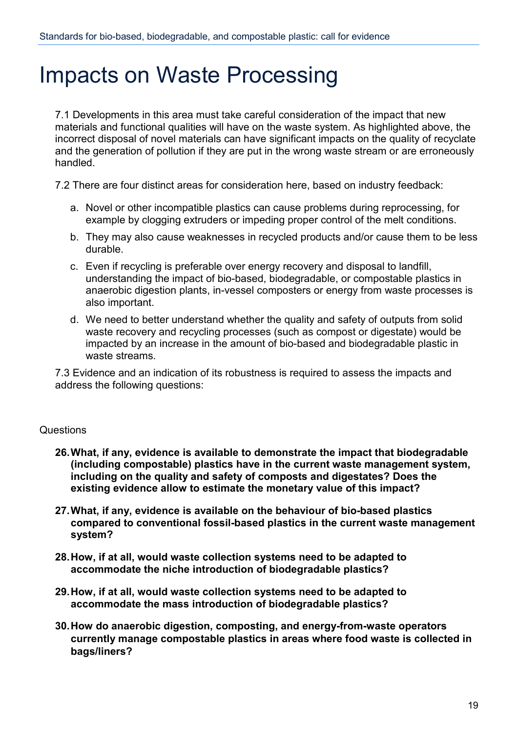# Impacts on Waste Processing

7.1 Developments in this area must take careful consideration of the impact that new materials and functional qualities will have on the waste system. As highlighted above, the incorrect disposal of novel materials can have significant impacts on the quality of recyclate and the generation of pollution if they are put in the wrong waste stream or are erroneously handled.

7.2 There are four distinct areas for consideration here, based on industry feedback:

a. Novel or other incompatible plastics can cause problems during reprocessing, for example by clogging extruders or impeding proper control of the melt conditions.

b. They may also cause weaknesses in recycled products and/or cause them to be less durable.

c. Even if recycling is preferable over energy recovery and disposal to landfill, understanding the impact of bio-based, biodegradable, or compostable plastics in anaerobic digestion plants, in-vessel composters or energy from waste processes is also important.

d. We need to better understand whether the quality and safety of outputs from solid waste recovery and recycling processes (such as compost or digestate) would be impacted by an increase in the amount of bio-based and biodegradable plastic in waste streams.

7.3 Evidence and an indication of its robustness is required to assess the impacts and address the following questions:

Questions

26. **What, if any, evidence is available to demonstrate the impact that biodegradable (including compostable) plastics have in the current waste management system, including on the quality and safety of composts and digestates? Does the existing evidence allow to estimate the monetary value of this impact?**

27. **What, if any, evidence is available on the behaviour of bio-based plastics compared to conventional fossil-based plastics in the current waste management system?**

28. **How, if at all, would waste collection systems need to be adapted to accommodate the niche introduction of biodegradable plastics?**

29. **How, if at all, would waste collection systems need to be adapted to accommodate the mass introduction of biodegradable plastics?**

30. **How do anaerobic digestion, composting, and energy-from-waste operators currently manage compostable plastics in areas where food waste is collected in bags/liners?**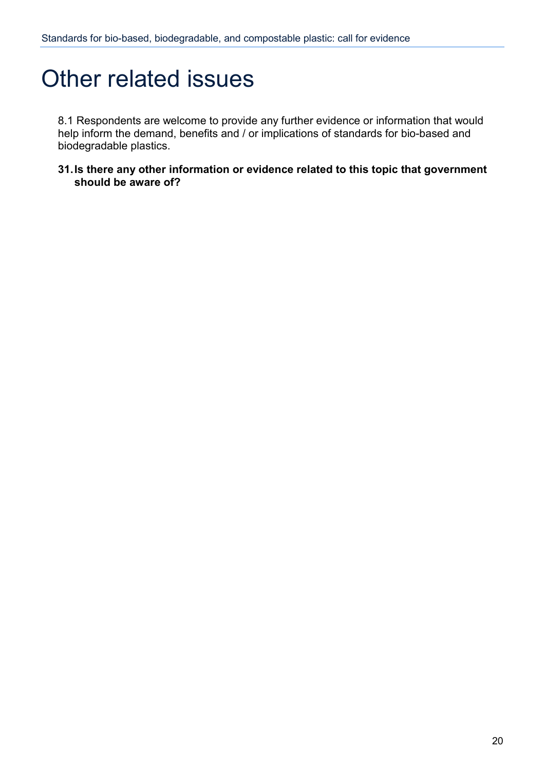# Other related issues

8.1 Respondents are welcome to provide any further evidence or information that would help inform the demand, benefits and / or implications of standards for bio-based and biodegradable plastics.

**31. Is there any other information or evidence related to this topic that government should be aware of?**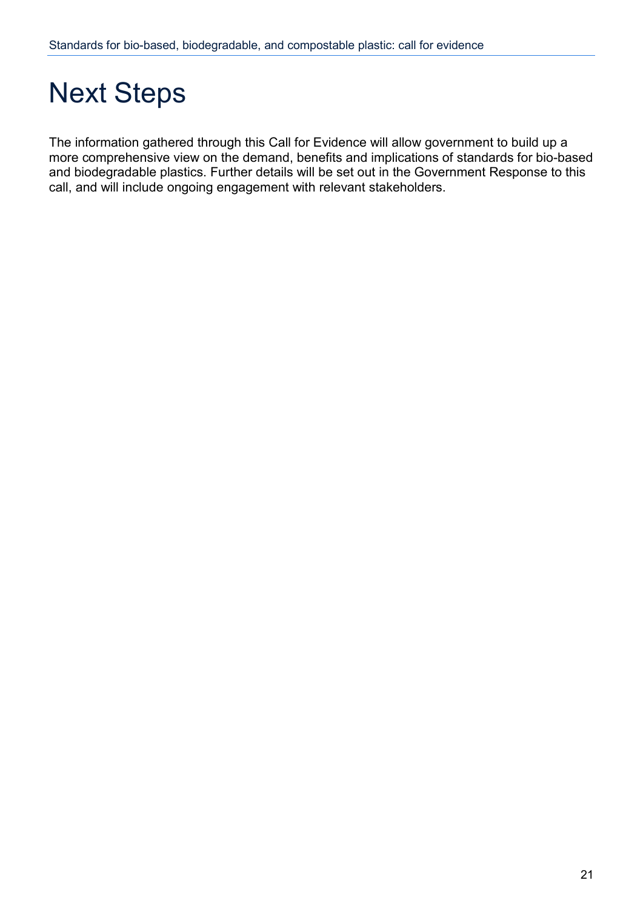# Next Steps

The information gathered through this Call for Evidence will allow government to build up a more comprehensive view on the demand, benefits and implications of standards for bio-based and biodegradable plastics. Further details will be set out in the Government Response to this call, and will include ongoing engagement with relevant stakeholders.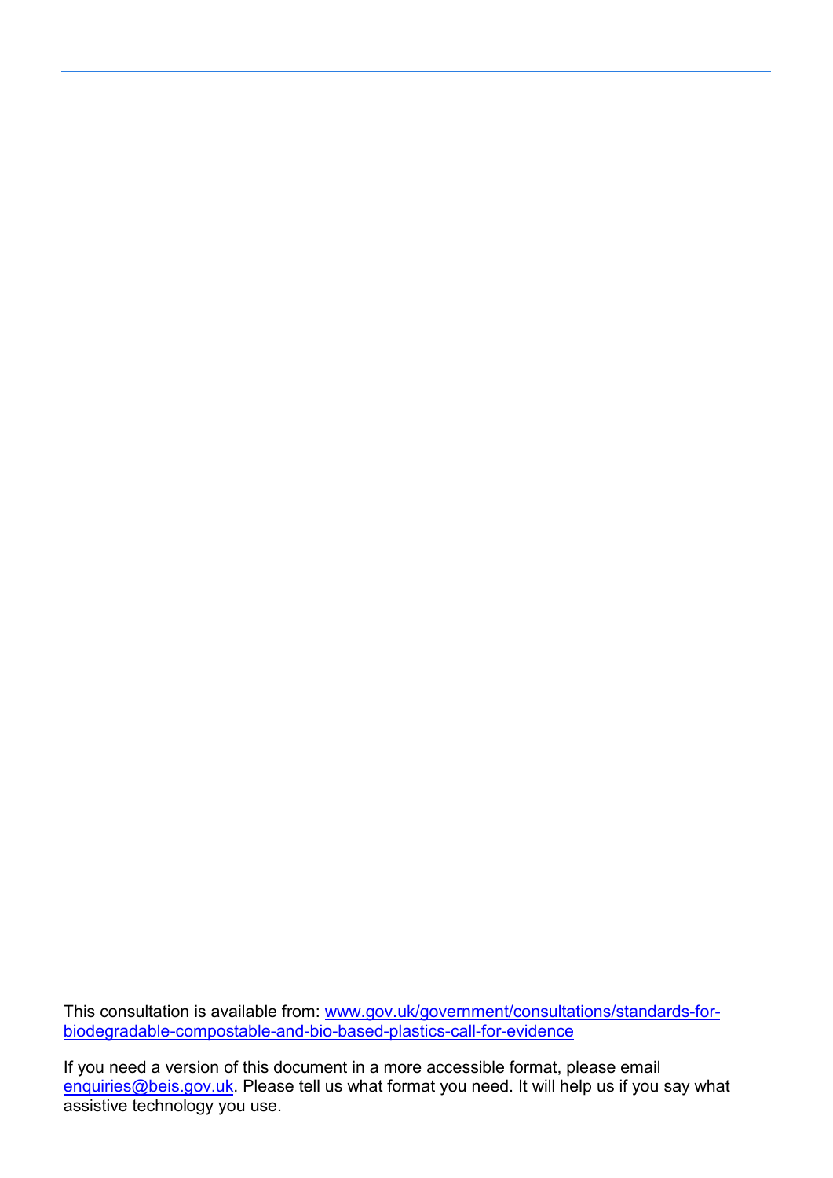This consultation is available from: [www.gov.uk/government/consultations/standards-for-biodegradable-compostable-and-bio-based-plastics-call-for-evidence](www.gov.uk/government/consultations/standards-for-biodegradable-compostable-and-bio-based-plastics-call-for-evidence)

If you need a version of this document in a more accessible format, please email [enquiries@beis.gov.uk](mailto:enquiries@beis.gov.uk). Please tell us what format you need. It will help us if you say what assistive technology you use.